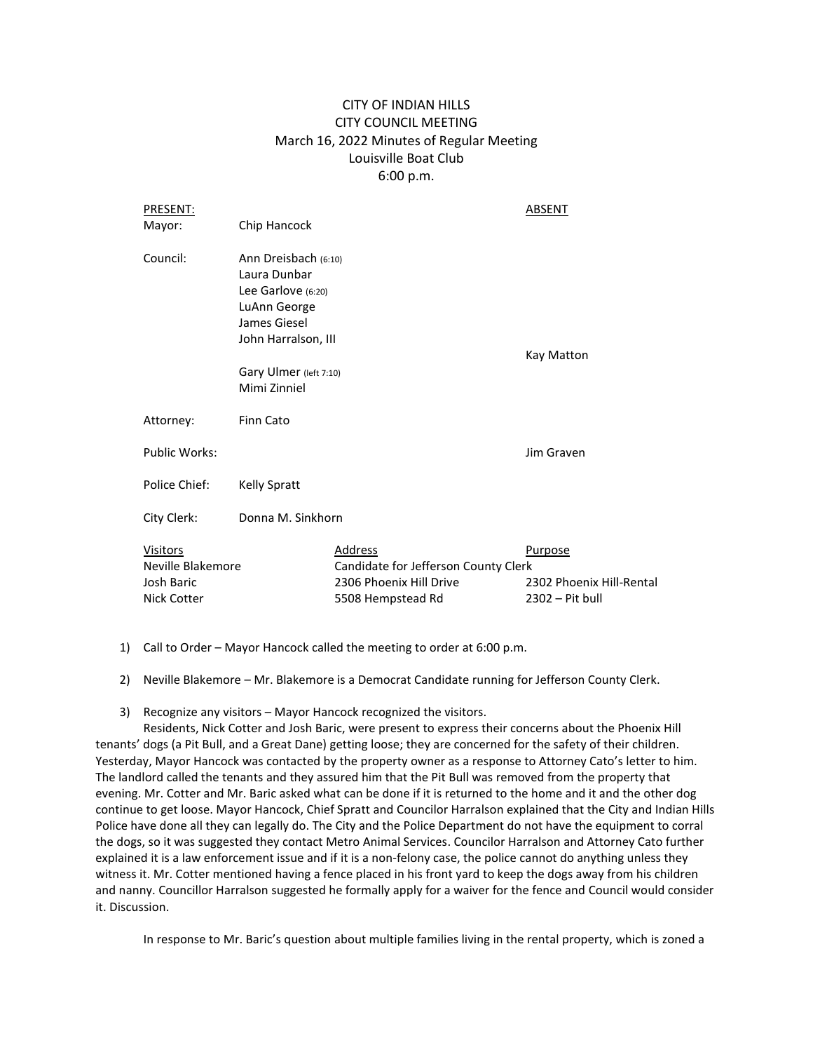CITY OF INDIAN HILLS
CITY COUNCIL MEETING
March 16, 2022 Minutes of Regular Meeting
Louisville Boat Club
6:00 p.m.

| PRESENT: | | ABSENT |
|---|---|---|
| Mayor: | Chip Hancock | |
| Council: | Ann Dreisbach (6:10) | |
| | Laura Dunbar | |
| | Lee Garlove (6:20) | |
| | LuAnn George | |
| | James Giesel | |
| | John Harralson, III | |
| | | Kay Matton |
| | Gary Ulmer (left 7:10) | |
| | Mimi Zinniel | |
| Attorney: | Finn Cato | |
| Public Works: | | Jim Graven |
| Police Chief: | Kelly Spratt | |
| City Clerk: | Donna M. Sinkhorn | |

| Visitors | Address | Purpose |
|---|---|---|
| Neville Blakemore | Candidate for Jefferson County Clerk | |
| Josh Baric | 2306 Phoenix Hill Drive | 2302 Phoenix Hill-Rental |
| Nick Cotter | 5508 Hempstead Rd | 2302 – Pit bull |

1) Call to Order – Mayor Hancock called the meeting to order at 6:00 p.m.

2) Neville Blakemore – Mr. Blakemore is a Democrat Candidate running for Jefferson County Clerk.

3) Recognize any visitors – Mayor Hancock recognized the visitors.

Residents, Nick Cotter and Josh Baric, were present to express their concerns about the Phoenix Hill tenants' dogs (a Pit Bull, and a Great Dane) getting loose; they are concerned for the safety of their children. Yesterday, Mayor Hancock was contacted by the property owner as a response to Attorney Cato's letter to him. The landlord called the tenants and they assured him that the Pit Bull was removed from the property that evening. Mr. Cotter and Mr. Baric asked what can be done if it is returned to the home and it and the other dog continue to get loose. Mayor Hancock, Chief Spratt and Councilor Harralson explained that the City and Indian Hills Police have done all they can legally do. The City and the Police Department do not have the equipment to corral the dogs, so it was suggested they contact Metro Animal Services. Councilor Harralson and Attorney Cato further explained it is a law enforcement issue and if it is a non-felony case, the police cannot do anything unless they witness it. Mr. Cotter mentioned having a fence placed in his front yard to keep the dogs away from his children and nanny. Councillor Harralson suggested he formally apply for a waiver for the fence and Council would consider it. Discussion.

In response to Mr. Baric's question about multiple families living in the rental property, which is zoned a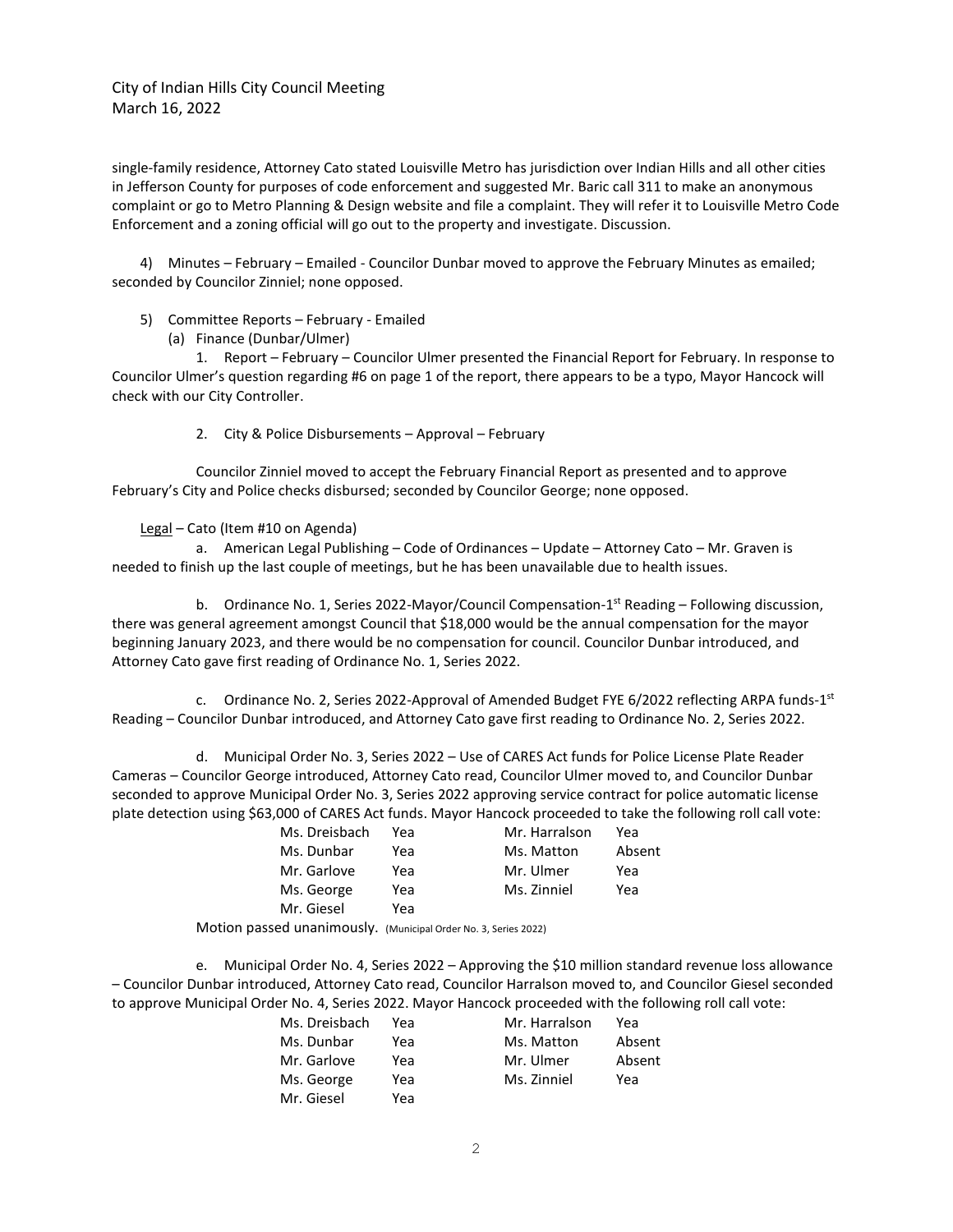single-family residence, Attorney Cato stated Louisville Metro has jurisdiction over Indian Hills and all other cities in Jefferson County for purposes of code enforcement and suggested Mr. Baric call 311 to make an anonymous complaint or go to Metro Planning & Design website and file a complaint. They will refer it to Louisville Metro Code Enforcement and a zoning official will go out to the property and investigate. Discussion.

4) Minutes – February – Emailed - Councilor Dunbar moved to approve the February Minutes as emailed; seconded by Councilor Zinniel; none opposed.

5) Committee Reports – February - Emailed

(a) Finance (Dunbar/Ulmer)

1. Report – February – Councilor Ulmer presented the Financial Report for February. In response to Councilor Ulmer's question regarding #6 on page 1 of the report, there appears to be a typo, Mayor Hancock will check with our City Controller.

2. City & Police Disbursements – Approval – February

Councilor Zinniel moved to accept the February Financial Report as presented and to approve February's City and Police checks disbursed; seconded by Councilor George; none opposed.

Legal – Cato (Item #10 on Agenda)

a. American Legal Publishing – Code of Ordinances – Update – Attorney Cato – Mr. Graven is needed to finish up the last couple of meetings, but he has been unavailable due to health issues.

b. Ordinance No. 1, Series 2022-Mayor/Council Compensation-1st Reading – Following discussion, there was general agreement amongst Council that $18,000 would be the annual compensation for the mayor beginning January 2023, and there would be no compensation for council. Councilor Dunbar introduced, and Attorney Cato gave first reading of Ordinance No. 1, Series 2022.

c. Ordinance No. 2, Series 2022-Approval of Amended Budget FYE 6/2022 reflecting ARPA funds-1st Reading – Councilor Dunbar introduced, and Attorney Cato gave first reading to Ordinance No. 2, Series 2022.

d. Municipal Order No. 3, Series 2022 – Use of CARES Act funds for Police License Plate Reader Cameras – Councilor George introduced, Attorney Cato read, Councilor Ulmer moved to, and Councilor Dunbar seconded to approve Municipal Order No. 3, Series 2022 approving service contract for police automatic license plate detection using $63,000 of CARES Act funds. Mayor Hancock proceeded to take the following roll call vote:

| | | | |
|---|---|---|---|
| Ms. Dreisbach | Yea | Mr. Harralson | Yea |
| Ms. Dunbar | Yea | Ms. Matton | Absent |
| Mr. Garlove | Yea | Mr. Ulmer | Yea |
| Ms. George | Yea | Ms. Zinniel | Yea |
| Mr. Giesel | Yea | | |

Motion passed unanimously. (Municipal Order No. 3, Series 2022)

e. Municipal Order No. 4, Series 2022 – Approving the $10 million standard revenue loss allowance – Councilor Dunbar introduced, Attorney Cato read, Councilor Harralson moved to, and Councilor Giesel seconded to approve Municipal Order No. 4, Series 2022. Mayor Hancock proceeded with the following roll call vote:

| | | | |
|---|---|---|---|
| Ms. Dreisbach | Yea | Mr. Harralson | Yea |
| Ms. Dunbar | Yea | Ms. Matton | Absent |
| Mr. Garlove | Yea | Mr. Ulmer | Absent |
| Ms. George | Yea | Ms. Zinniel | Yea |
| Mr. Giesel | Yea | | |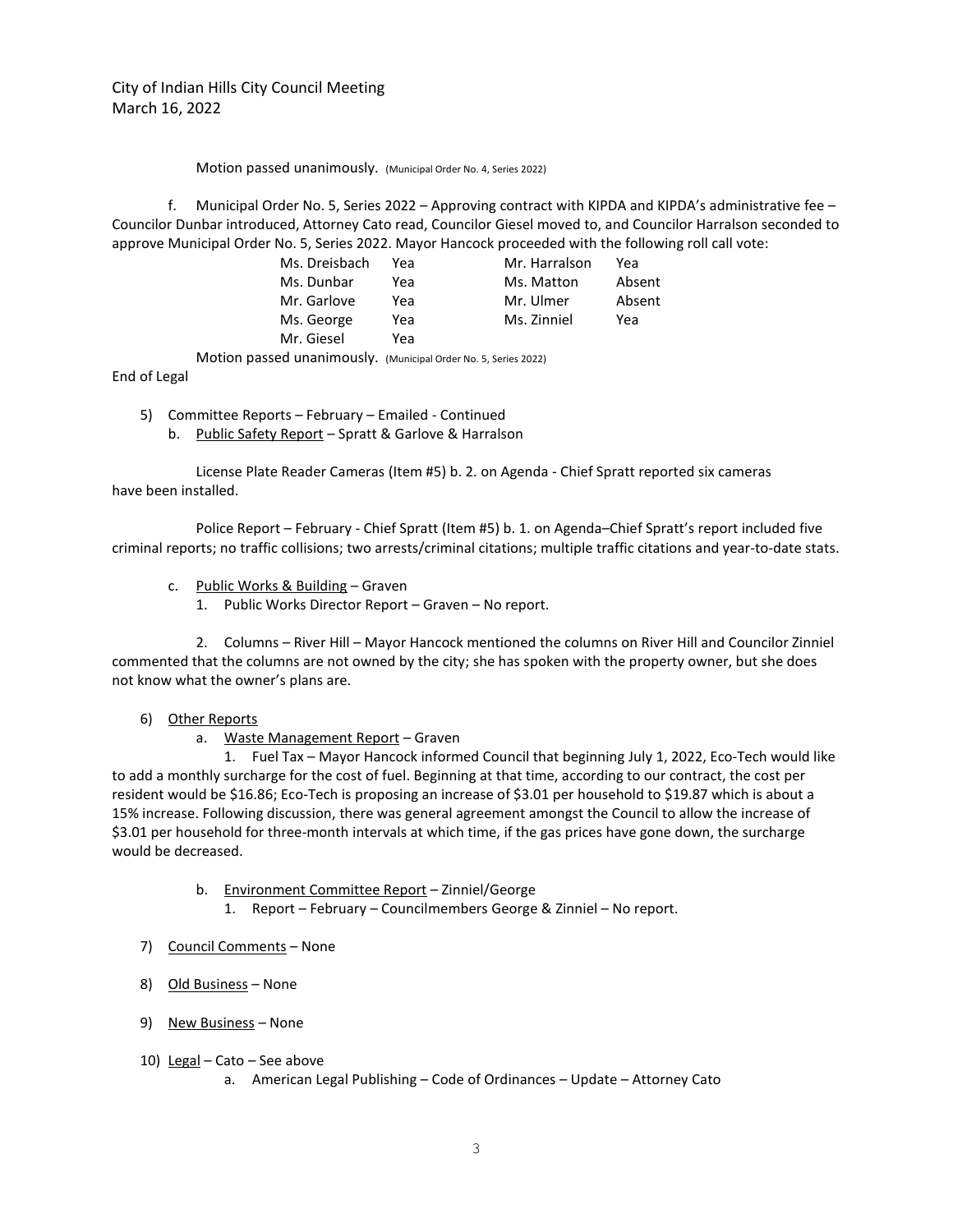City of Indian Hills City Council Meeting
March 16, 2022

Motion passed unanimously. (Municipal Order No. 4, Series 2022)

f. Municipal Order No. 5, Series 2022 – Approving contract with KIPDA and KIPDA's administrative fee – Councilor Dunbar introduced, Attorney Cato read, Councilor Giesel moved to, and Councilor Harralson seconded to approve Municipal Order No. 5, Series 2022. Mayor Hancock proceeded with the following roll call vote:

| | | | |
|---|---|---|---|
| Ms. Dreisbach | Yea | Mr. Harralson | Yea |
| Ms. Dunbar | Yea | Ms. Matton | Absent |
| Mr. Garlove | Yea | Mr. Ulmer | Absent |
| Ms. George | Yea | Ms. Zinniel | Yea |
| Mr. Giesel | Yea | | |

Motion passed unanimously. (Municipal Order No. 5, Series 2022)

End of Legal

5) Committee Reports – February – Emailed - Continued
   b. Public Safety Report – Spratt & Garlove & Harralson

License Plate Reader Cameras (Item #5) b. 2. on Agenda - Chief Spratt reported six cameras have been installed.

Police Report – February - Chief Spratt (Item #5) b. 1. on Agenda–Chief Spratt's report included five criminal reports; no traffic collisions; two arrests/criminal citations; multiple traffic citations and year-to-date stats.

   c. Public Works & Building – Graven
      1. Public Works Director Report – Graven – No report.

2. Columns – River Hill – Mayor Hancock mentioned the columns on River Hill and Councilor Zinniel commented that the columns are not owned by the city; she has spoken with the property owner, but she does not know what the owner's plans are.

6) Other Reports
   a. Waste Management Report – Graven

1. Fuel Tax – Mayor Hancock informed Council that beginning July 1, 2022, Eco-Tech would like to add a monthly surcharge for the cost of fuel. Beginning at that time, according to our contract, the cost per resident would be $16.86; Eco-Tech is proposing an increase of $3.01 per household to $19.87 which is about a 15% increase. Following discussion, there was general agreement amongst the Council to allow the increase of $3.01 per household for three-month intervals at which time, if the gas prices have gone down, the surcharge would be decreased.

   b. Environment Committee Report – Zinniel/George
      1. Report – February – Councilmembers George & Zinniel – No report.

7) Council Comments – None

8) Old Business – None

9) New Business – None

10) Legal – Cato – See above
    a. American Legal Publishing – Code of Ordinances – Update – Attorney Cato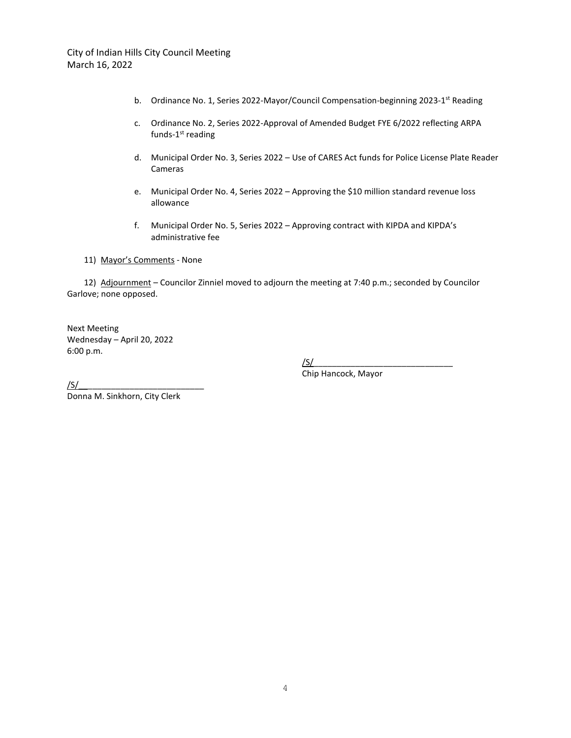b. Ordinance No. 1, Series 2022-Mayor/Council Compensation-beginning 2023-1st Reading

c. Ordinance No. 2, Series 2022-Approval of Amended Budget FYE 6/2022 reflecting ARPA funds-1st reading

d. Municipal Order No. 3, Series 2022 – Use of CARES Act funds for Police License Plate Reader Cameras

e. Municipal Order No. 4, Series 2022 – Approving the $10 million standard revenue loss allowance

f. Municipal Order No. 5, Series 2022 – Approving contract with KIPDA and KIPDA's administrative fee

11) Mayor's Comments - None

12) Adjournment – Councilor Zinniel moved to adjourn the meeting at 7:40 p.m.; seconded by Councilor Garlove; none opposed.

Next Meeting
Wednesday – April 20, 2022
6:00 p.m.

/S/______________________________
Chip Hancock, Mayor

/S/__________________________
Donna M. Sinkhorn, City Clerk